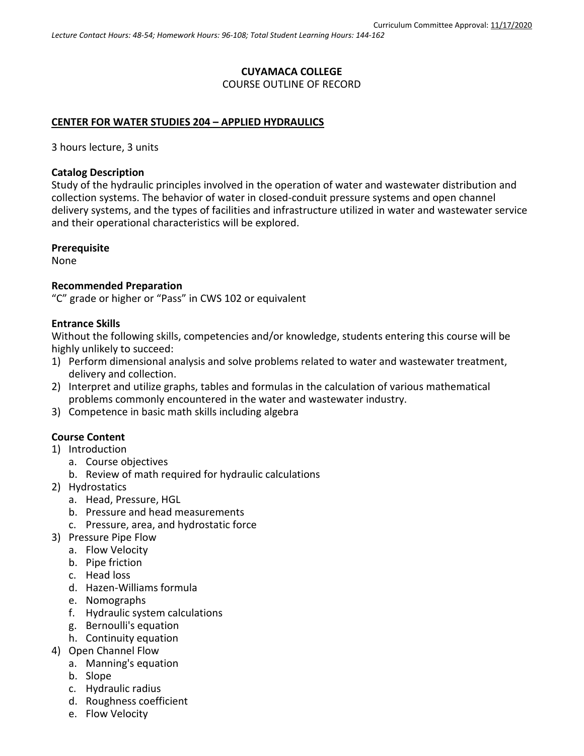Curriculum Committee Approval: 11/17/2020

*Lecture Contact Hours: 48-54; Homework Hours: 96-108; Total Student Learning Hours: 144-162*

**CUYAMACA COLLEGE**
COURSE OUTLINE OF RECORD

## CENTER FOR WATER STUDIES 204 – APPLIED HYDRAULICS

3 hours lecture, 3 units

### Catalog Description

Study of the hydraulic principles involved in the operation of water and wastewater distribution and collection systems. The behavior of water in closed-conduit pressure systems and open channel delivery systems, and the types of facilities and infrastructure utilized in water and wastewater service and their operational characteristics will be explored.

### Prerequisite

None

### Recommended Preparation

"C" grade or higher or "Pass" in CWS 102 or equivalent

### Entrance Skills

Without the following skills, competencies and/or knowledge, students entering this course will be highly unlikely to succeed:

1) Perform dimensional analysis and solve problems related to water and wastewater treatment, delivery and collection.
2) Interpret and utilize graphs, tables and formulas in the calculation of various mathematical problems commonly encountered in the water and wastewater industry.
3) Competence in basic math skills including algebra

### Course Content

1) Introduction
   a. Course objectives
   b. Review of math required for hydraulic calculations
2) Hydrostatics
   a. Head, Pressure, HGL
   b. Pressure and head measurements
   c. Pressure, area, and hydrostatic force
3) Pressure Pipe Flow
   a. Flow Velocity
   b. Pipe friction
   c. Head loss
   d. Hazen-Williams formula
   e. Nomographs
   f. Hydraulic system calculations
   g. Bernoulli's equation
   h. Continuity equation
4) Open Channel Flow
   a. Manning's equation
   b. Slope
   c. Hydraulic radius
   d. Roughness coefficient
   e. Flow Velocity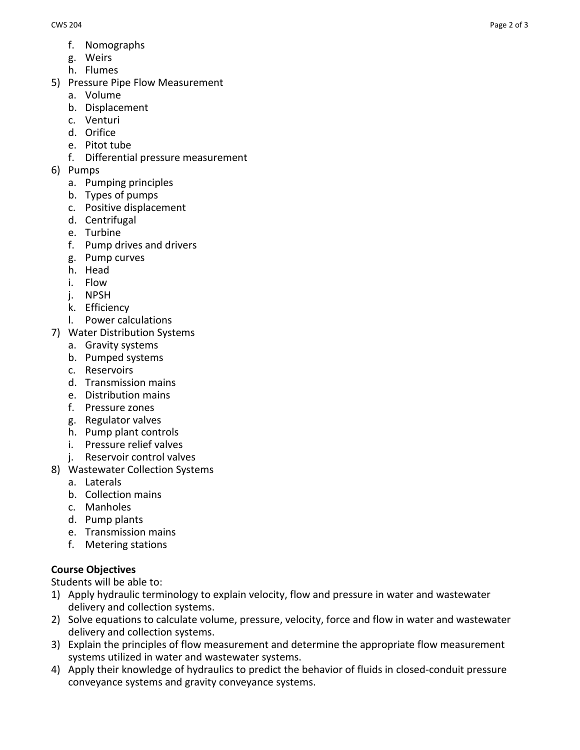f. Nomographs
   g. Weirs
   h. Flumes
5) Pressure Pipe Flow Measurement
   a. Volume
   b. Displacement
   c. Venturi
   d. Orifice
   e. Pitot tube
   f. Differential pressure measurement
6) Pumps
   a. Pumping principles
   b. Types of pumps
   c. Positive displacement
   d. Centrifugal
   e. Turbine
   f. Pump drives and drivers
   g. Pump curves
   h. Head
   i. Flow
   j. NPSH
   k. Efficiency
   l. Power calculations
7) Water Distribution Systems
   a. Gravity systems
   b. Pumped systems
   c. Reservoirs
   d. Transmission mains
   e. Distribution mains
   f. Pressure zones
   g. Regulator valves
   h. Pump plant controls
   i. Pressure relief valves
   j. Reservoir control valves
8) Wastewater Collection Systems
   a. Laterals
   b. Collection mains
   c. Manholes
   d. Pump plants
   e. Transmission mains
   f. Metering stations

**Course Objectives**

Students will be able to:

1) Apply hydraulic terminology to explain velocity, flow and pressure in water and wastewater delivery and collection systems.
2) Solve equations to calculate volume, pressure, velocity, force and flow in water and wastewater delivery and collection systems.
3) Explain the principles of flow measurement and determine the appropriate flow measurement systems utilized in water and wastewater systems.
4) Apply their knowledge of hydraulics to predict the behavior of fluids in closed-conduit pressure conveyance systems and gravity conveyance systems.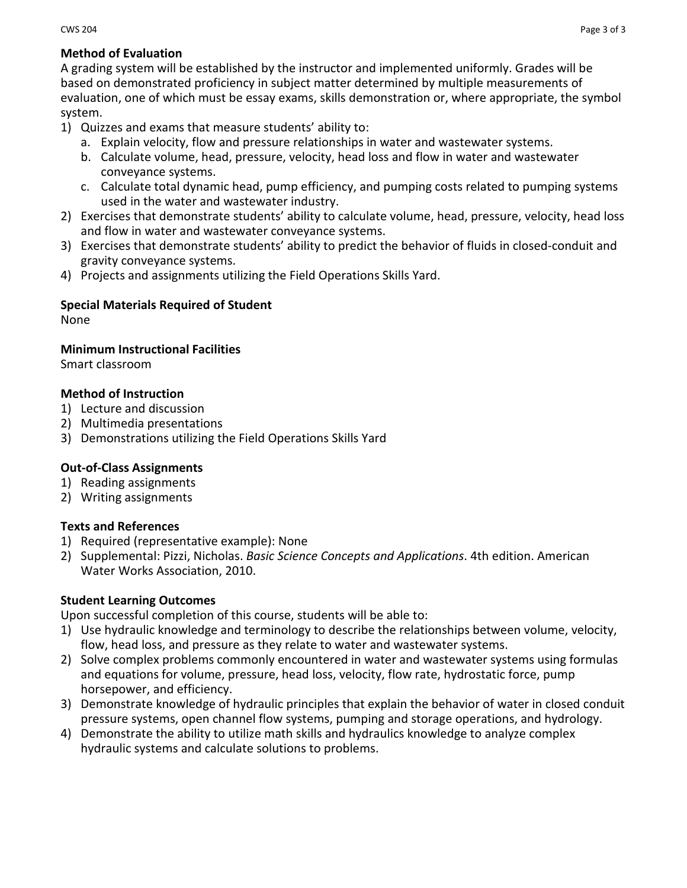**Method of Evaluation**

A grading system will be established by the instructor and implemented uniformly. Grades will be based on demonstrated proficiency in subject matter determined by multiple measurements of evaluation, one of which must be essay exams, skills demonstration or, where appropriate, the symbol system.

1) Quizzes and exams that measure students' ability to:
   a. Explain velocity, flow and pressure relationships in water and wastewater systems.
   b. Calculate volume, head, pressure, velocity, head loss and flow in water and wastewater conveyance systems.
   c. Calculate total dynamic head, pump efficiency, and pumping costs related to pumping systems used in the water and wastewater industry.
2) Exercises that demonstrate students' ability to calculate volume, head, pressure, velocity, head loss and flow in water and wastewater conveyance systems.
3) Exercises that demonstrate students' ability to predict the behavior of fluids in closed-conduit and gravity conveyance systems.
4) Projects and assignments utilizing the Field Operations Skills Yard.

**Special Materials Required of Student**

None

**Minimum Instructional Facilities**

Smart classroom

**Method of Instruction**

1) Lecture and discussion
2) Multimedia presentations
3) Demonstrations utilizing the Field Operations Skills Yard

**Out-of-Class Assignments**

1) Reading assignments
2) Writing assignments

**Texts and References**

1) Required (representative example): None
2) Supplemental: Pizzi, Nicholas. *Basic Science Concepts and Applications*. 4th edition. American Water Works Association, 2010.

**Student Learning Outcomes**

Upon successful completion of this course, students will be able to:

1) Use hydraulic knowledge and terminology to describe the relationships between volume, velocity, flow, head loss, and pressure as they relate to water and wastewater systems.
2) Solve complex problems commonly encountered in water and wastewater systems using formulas and equations for volume, pressure, head loss, velocity, flow rate, hydrostatic force, pump horsepower, and efficiency.
3) Demonstrate knowledge of hydraulic principles that explain the behavior of water in closed conduit pressure systems, open channel flow systems, pumping and storage operations, and hydrology.
4) Demonstrate the ability to utilize math skills and hydraulics knowledge to analyze complex hydraulic systems and calculate solutions to problems.